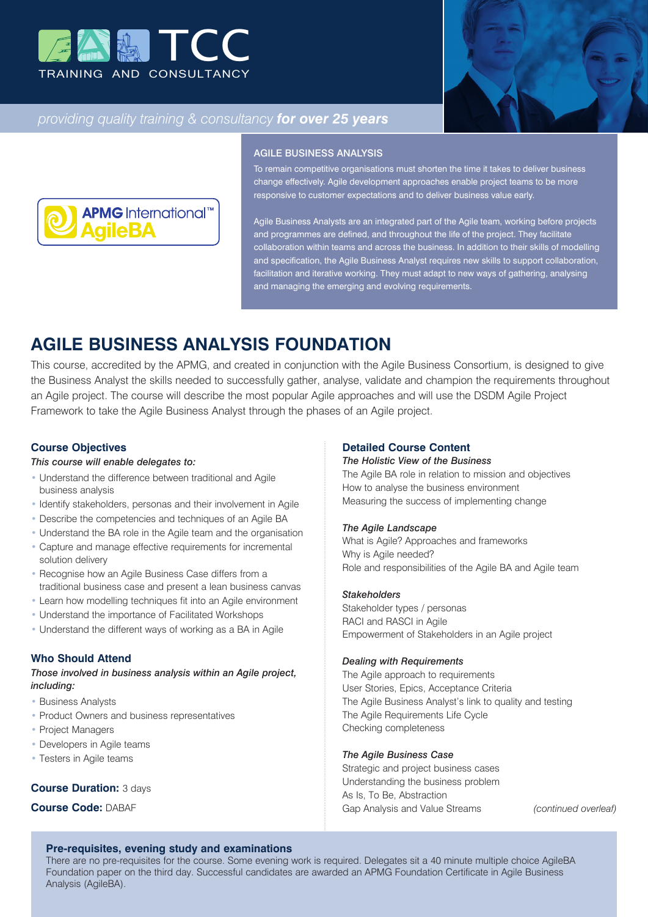TCC

TRAINING AND CONSULTANCY

*providing quality training & consultancy* ***for over 25 years***

APMG International™ AgileBA

## AGILE BUSINESS ANALYSIS

To remain competitive organisations must shorten the time it takes to deliver business change effectively. Agile development approaches enable project teams to be more responsive to customer expectations and to deliver business value early.

Agile Business Analysts are an integrated part of the Agile team, working before projects and programmes are defined, and throughout the life of the project. They facilitate collaboration within teams and across the business. In addition to their skills of modelling and specification, the Agile Business Analyst requires new skills to support collaboration, facilitation and iterative working. They must adapt to new ways of gathering, analysing and managing the emerging and evolving requirements.

# AGILE BUSINESS ANALYSIS FOUNDATION

This course, accredited by the APMG, and created in conjunction with the Agile Business Consortium, is designed to give the Business Analyst the skills needed to successfully gather, analyse, validate and champion the requirements throughout an Agile project. The course will describe the most popular Agile approaches and will use the DSDM Agile Project Framework to take the Agile Business Analyst through the phases of an Agile project.

### Course Objectives

*This course will enable delegates to:*

- Understand the difference between traditional and Agile business analysis
- Identify stakeholders, personas and their involvement in Agile
- Describe the competencies and techniques of an Agile BA
- Understand the BA role in the Agile team and the organisation
- Capture and manage effective requirements for incremental solution delivery
- Recognise how an Agile Business Case differs from a traditional business case and present a lean business canvas
- Learn how modelling techniques fit into an Agile environment
- Understand the importance of Facilitated Workshops
- Understand the different ways of working as a BA in Agile

### Who Should Attend

*Those involved in business analysis within an Agile project, including:*

- Business Analysts
- Product Owners and business representatives
- Project Managers
- Developers in Agile teams
- Testers in Agile teams

**Course Duration:** 3 days

**Course Code:** DABAF

### Detailed Course Content

***The Holistic View of the Business***

The Agile BA role in relation to mission and objectives
How to analyse the business environment
Measuring the success of implementing change

***The Agile Landscape***

What is Agile? Approaches and frameworks
Why is Agile needed?
Role and responsibilities of the Agile BA and Agile team

***Stakeholders***

Stakeholder types / personas
RACI and RASCI in Agile
Empowerment of Stakeholders in an Agile project

***Dealing with Requirements***

The Agile approach to requirements
User Stories, Epics, Acceptance Criteria
The Agile Business Analyst's link to quality and testing
The Agile Requirements Life Cycle
Checking completeness

***The Agile Business Case***

Strategic and project business cases
Understanding the business problem
As Is, To Be, Abstraction
Gap Analysis and Value Streams

*(continued overleaf)*

### Pre-requisites, evening study and examinations

There are no pre-requisites for the course. Some evening work is required. Delegates sit a 40 minute multiple choice AgileBA Foundation paper on the third day. Successful candidates are awarded an APMG Foundation Certificate in Agile Business Analysis (AgileBA).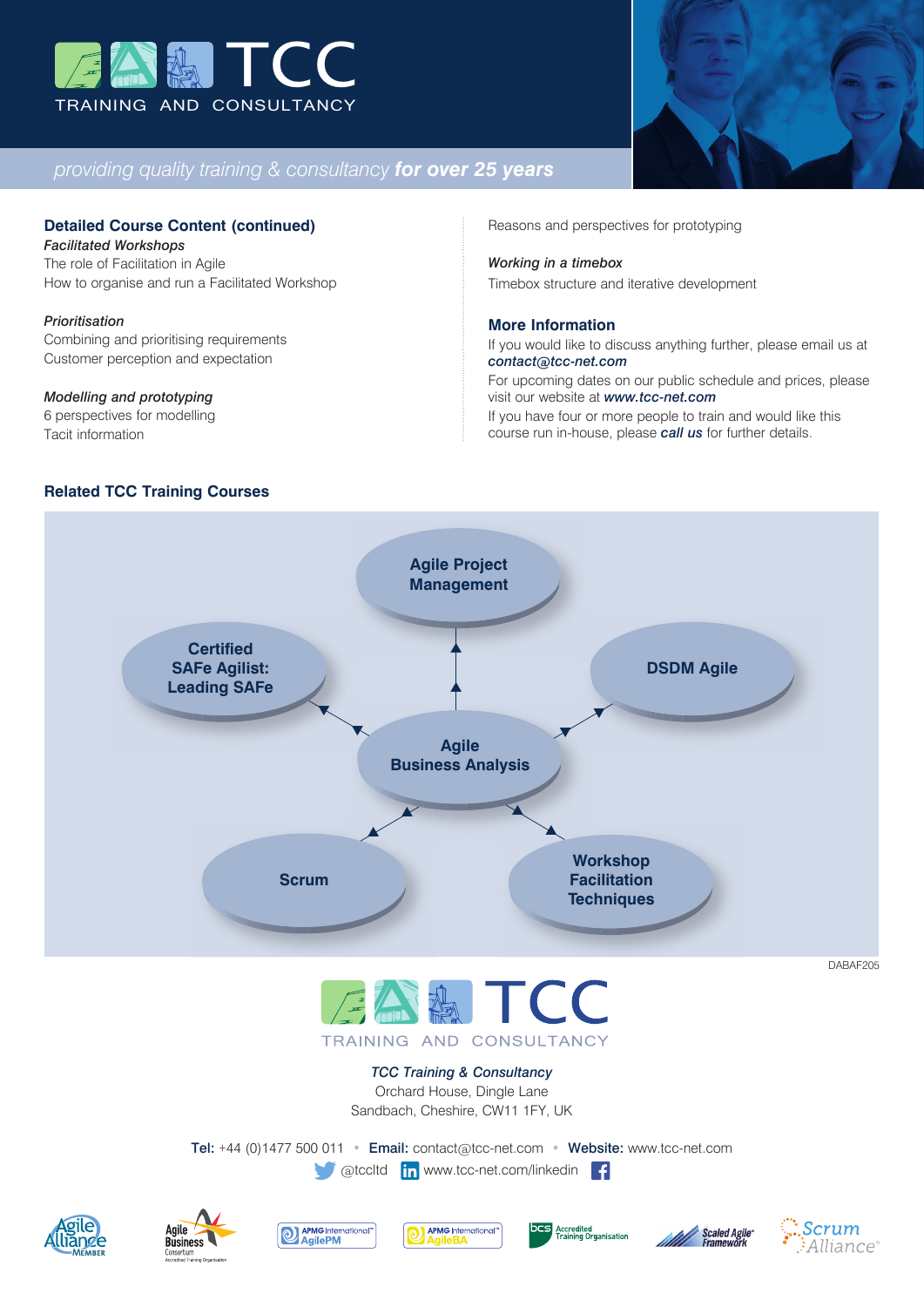TCC
TRAINING AND CONSULTANCY

*providing quality training & consultancy* ***for over 25 years***

## Detailed Course Content (continued)

***Facilitated Workshops***
The role of Facilitation in Agile
How to organise and run a Facilitated Workshop

***Prioritisation***
Combining and prioritising requirements
Customer perception and expectation

***Modelling and prototyping***
6 perspectives for modelling
Tacit information
Reasons and perspectives for prototyping

***Working in a timebox***
Timebox structure and iterative development

## More Information

If you would like to discuss anything further, please email us at ***contact@tcc-net.com***

For upcoming dates on our public schedule and prices, please visit our website at ***www.tcc-net.com***

If you have four or more people to train and would like this course run in-house, please ***call us*** for further details.

## Related TCC Training Courses

Agile Project Management

Certified SAFe Agilist: Leading SAFe

DSDM Agile

Agile Business Analysis

Scrum

Workshop Facilitation Techniques

DABAF205

TCC
TRAINING AND CONSULTANCY

*TCC Training & Consultancy*
Orchard House, Dingle Lane
Sandbach, Cheshire, CW11 1FY, UK

**Tel:** +44 (0)1477 500 011 • **Email:** contact@tcc-net.com • **Website:** www.tcc-net.com
@tccltd   www.tcc-net.com/linkedin